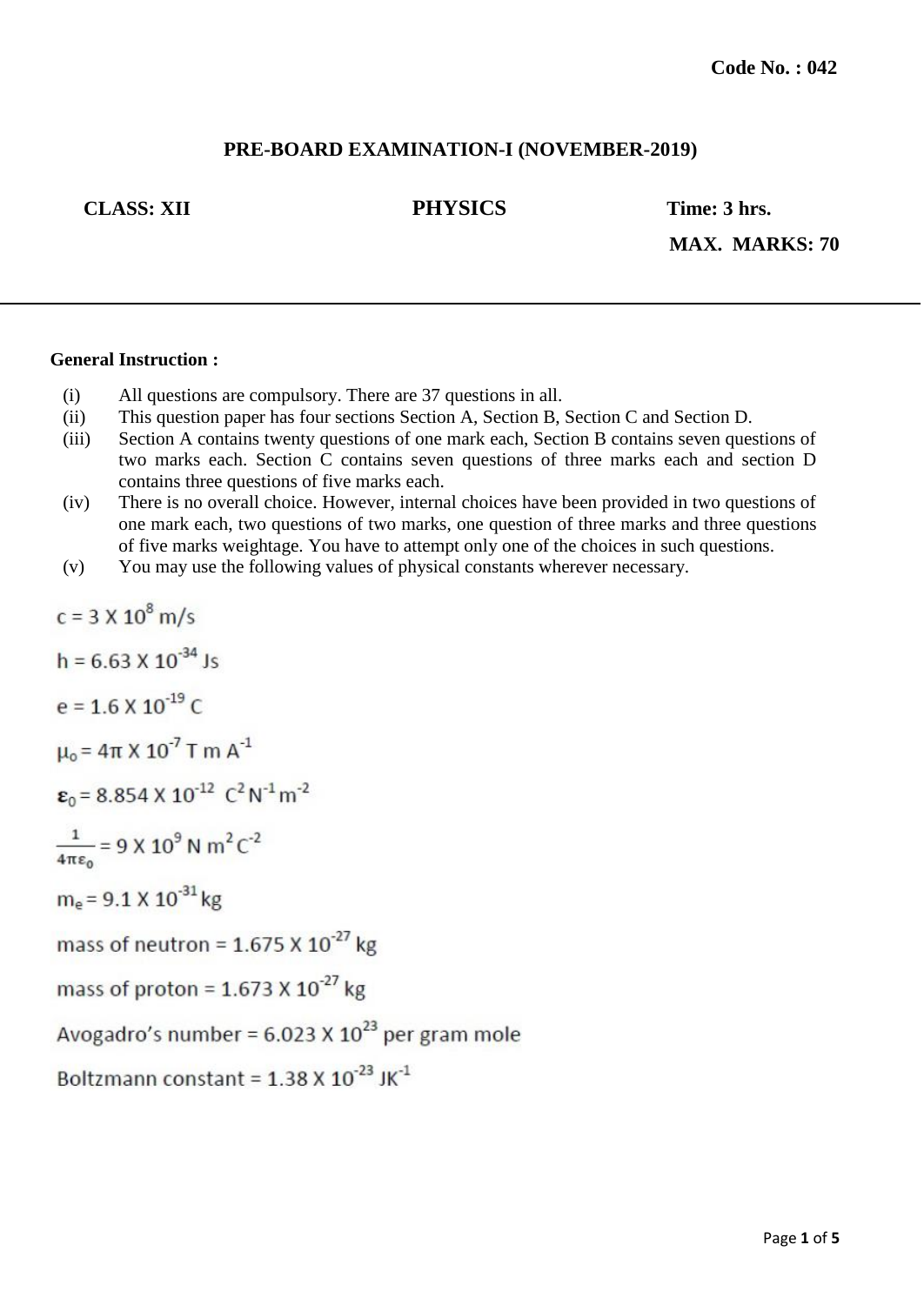**Code No. : 042**

## PRE-BOARD EXAMINATION-I (NOVEMBER-2019)

**CLASS: XII** **PHYSICS** **Time: 3 hrs.**

**MAX. MARKS: 70**

---

**General Instruction :**

(i) All questions are compulsory. There are 37 questions in all.

(ii) This question paper has four sections Section A, Section B, Section C and Section D.

(iii) Section A contains twenty questions of one mark each, Section B contains seven questions of two marks each. Section C contains seven questions of three marks each and section D contains three questions of five marks each.

(iv) There is no overall choice. However, internal choices have been provided in two questions of one mark each, two questions of two marks, one question of three marks and three questions of five marks weightage. You have to attempt only one of the choices in such questions.

(v) You may use the following values of physical constants wherever necessary.

$c = 3 \times 10^{8}$ m/s

$h = 6.63 \times 10^{-34}$ Js

$e = 1.6 \times 10^{-19}$ C

$\mu_0 = 4\pi \times 10^{-7}$ T m $A^{-1}$

$\varepsilon_0 = 8.854 \times 10^{-12}$ $C^2 N^{-1} m^{-2}$

$\frac{1}{4\pi\varepsilon_0} = 9 \times 10^{9}$ N $m^2 C^{-2}$

$m_e = 9.1 \times 10^{-31}$ kg

mass of neutron = $1.675 \times 10^{-27}$ kg

mass of proton = $1.673 \times 10^{-27}$ kg

Avogadro's number = $6.023 \times 10^{23}$ per gram mole

Boltzmann constant = $1.38 \times 10^{-23}$ $JK^{-1}$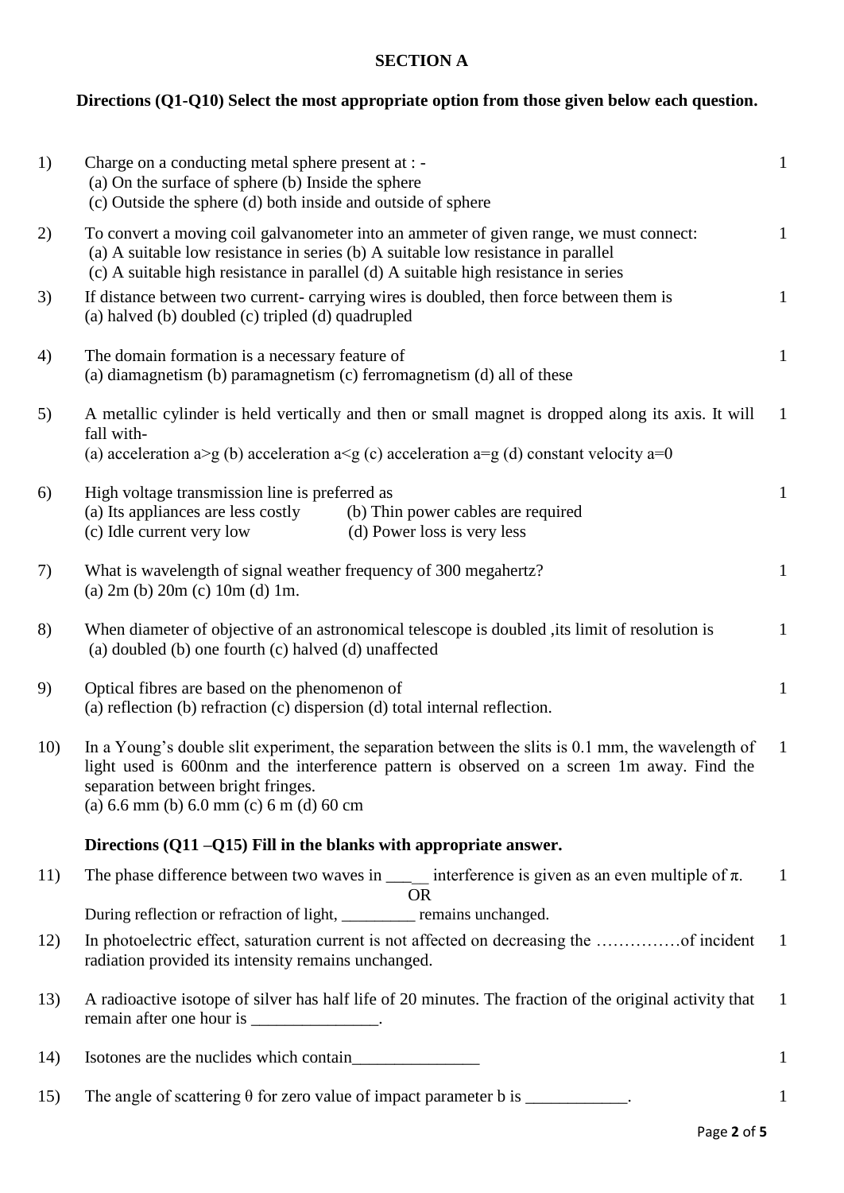## SECTION A

**Directions (Q1-Q10) Select the most appropriate option from those given below each question.**

1) Charge on a conducting metal sphere present at : - (1)
(a) On the surface of sphere (b) Inside the sphere
(c) Outside the sphere (d) both inside and outside of sphere

2) To convert a moving coil galvanometer into an ammeter of given range, we must connect: (1)
(a) A suitable low resistance in series (b) A suitable low resistance in parallel
(c) A suitable high resistance in parallel (d) A suitable high resistance in series

3) If distance between two current- carrying wires is doubled, then force between them is (1)
(a) halved (b) doubled (c) tripled (d) quadrupled

4) The domain formation is a necessary feature of (1)
(a) diamagnetism (b) paramagnetism (c) ferromagnetism (d) all of these

5) A metallic cylinder is held vertically and then or small magnet is dropped along its axis. It will fall with- (1)
(a) acceleration a>g (b) acceleration a<g (c) acceleration a=g (d) constant velocity a=0

6) High voltage transmission line is preferred as (1)
(a) Its appliances are less costly (b) Thin power cables are required
(c) Idle current very low (d) Power loss is very less

7) What is wavelength of signal weather frequency of 300 megahertz? (1)
(a) 2m (b) 20m (c) 10m (d) 1m.

8) When diameter of objective of an astronomical telescope is doubled ,its limit of resolution is (1)
(a) doubled (b) one fourth (c) halved (d) unaffected

9) Optical fibres are based on the phenomenon of (1)
(a) reflection (b) refraction (c) dispersion (d) total internal reflection.

10) In a Young's double slit experiment, the separation between the slits is 0.1 mm, the wavelength of light used is 600nm and the interference pattern is observed on a screen 1m away. Find the separation between bright fringes. (1)
(a) 6.6 mm (b) 6.0 mm (c) 6 m (d) 60 cm

**Directions (Q11 –Q15) Fill in the blanks with appropriate answer.**

11) The phase difference between two waves in ____ interference is given as an even multiple of $\pi$. (1)

OR

During reflection or refraction of light, _________ remains unchanged.

12) In photoelectric effect, saturation current is not affected on decreasing the ……………of incident radiation provided its intensity remains unchanged. (1)

13) A radioactive isotope of silver has half life of 20 minutes. The fraction of the original activity that remain after one hour is _______________. (1)

14) Isotones are the nuclides which contain_______________ (1)

15) The angle of scattering $\theta$ for zero value of impact parameter b is ____________. (1)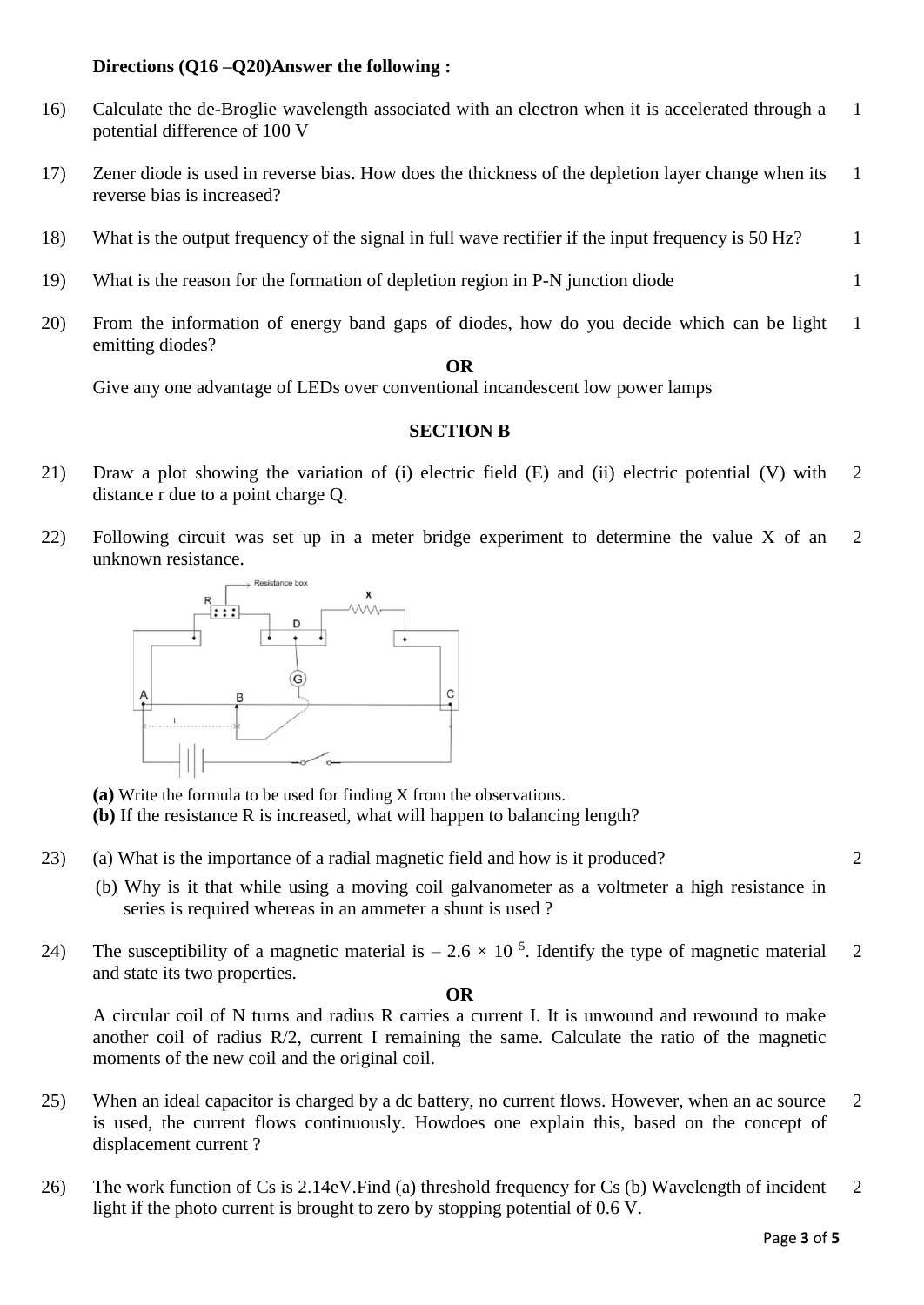**Directions (Q16 –Q20)Answer the following :**

16) Calculate the de-Broglie wavelength associated with an electron when it is accelerated through a potential difference of 100 V — 1

17) Zener diode is used in reverse bias. How does the thickness of the depletion layer change when its reverse bias is increased? — 1

18) What is the output frequency of the signal in full wave rectifier if the input frequency is 50 Hz? — 1

19) What is the reason for the formation of depletion region in P-N junction diode — 1

20) From the information of energy band gaps of diodes, how do you decide which can be light emitting diodes? — 1

**OR**

Give any one advantage of LEDs over conventional incandescent low power lamps

## SECTION B

21) Draw a plot showing the variation of (i) electric field (E) and (ii) electric potential (V) with distance r due to a point charge Q. — 2

22) Following circuit was set up in a meter bridge experiment to determine the value X of an unknown resistance. — 2

**(a)** Write the formula to be used for finding X from the observations.
**(b)** If the resistance R is increased, what will happen to balancing length?

23) (a) What is the importance of a radial magnetic field and how is it produced? — 2

(b) Why is it that while using a moving coil galvanometer as a voltmeter a high resistance in series is required whereas in an ammeter a shunt is used ?

24) The susceptibility of a magnetic material is $-2.6 \times 10^{-5}$. Identify the type of magnetic material and state its two properties. — 2

**OR**

A circular coil of N turns and radius R carries a current I. It is unwound and rewound to make another coil of radius R/2, current I remaining the same. Calculate the ratio of the magnetic moments of the new coil and the original coil.

25) When an ideal capacitor is charged by a dc battery, no current flows. However, when an ac source is used, the current flows continuously. Howdoes one explain this, based on the concept of displacement current ? — 2

26) The work function of Cs is 2.14eV.Find (a) threshold frequency for Cs (b) Wavelength of incident light if the photo current is brought to zero by stopping potential of 0.6 V. — 2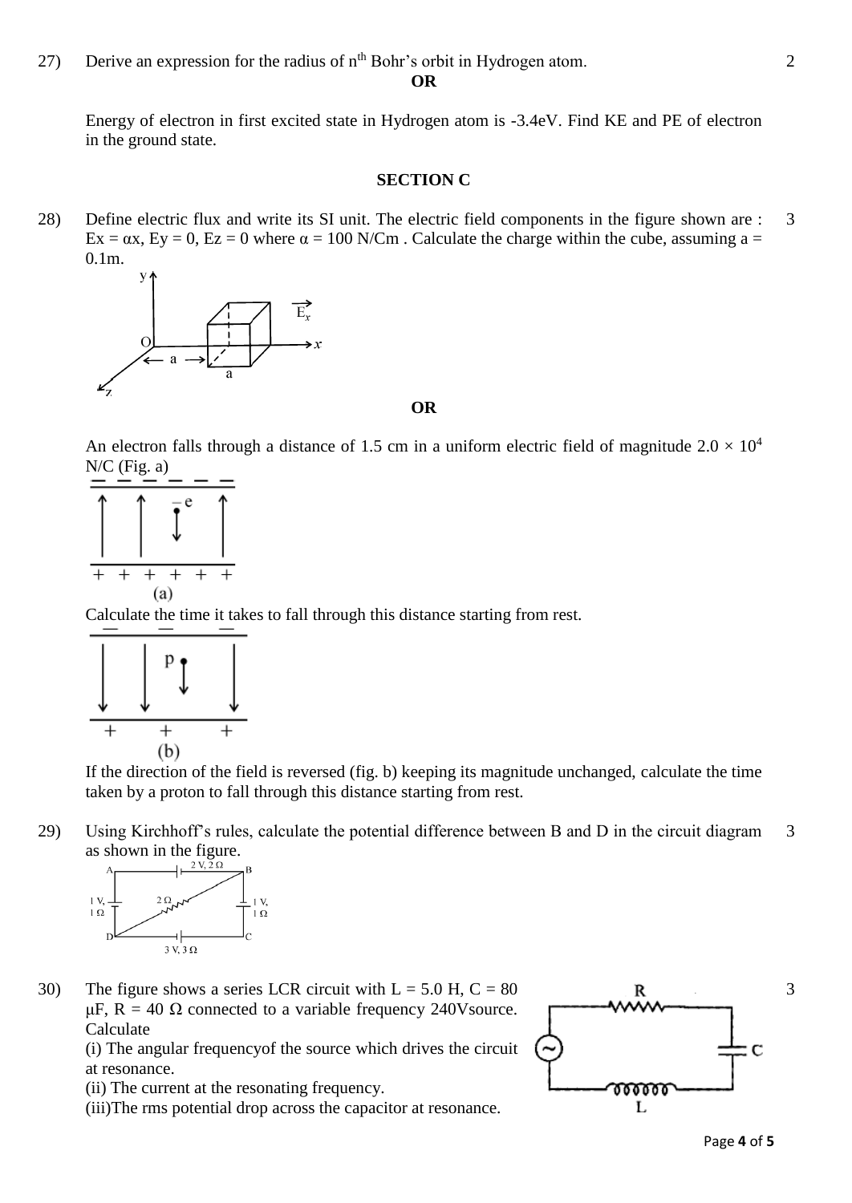27) Derive an expression for the radius of $n^{th}$ Bohr's orbit in Hydrogen atom. 2

**OR**

Energy of electron in first excited state in Hydrogen atom is -3.4eV. Find KE and PE of electron in the ground state.

## SECTION C

28) Define electric flux and write its SI unit. The electric field components in the figure shown are : $E_x = \alpha x$, $E_y = 0$, $E_z = 0$ where $\alpha = 100$ N/Cm . Calculate the charge within the cube, assuming a = 0.1m. 3

**OR**

An electron falls through a distance of 1.5 cm in a uniform electric field of magnitude $2.0 \times 10^4$ N/C (Fig. a)

(a)

Calculate the time it takes to fall through this distance starting from rest.

(b)

If the direction of the field is reversed (fig. b) keeping its magnitude unchanged, calculate the time taken by a proton to fall through this distance starting from rest.

29) Using Kirchhoff's rules, calculate the potential difference between B and D in the circuit diagram as shown in the figure. 3

30) The figure shows a series LCR circuit with L = 5.0 H, C = 80 μF, R = 40 Ω connected to a variable frequency 240Vsource. Calculate 3

(i) The angular frequencyof the source which drives the circuit at resonance.

(ii) The current at the resonating frequency.

(iii)The rms potential drop across the capacitor at resonance.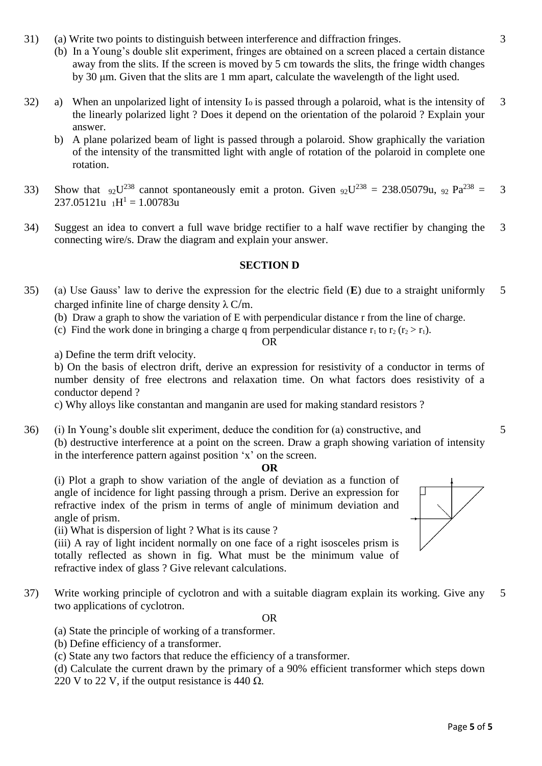31) (a) Write two points to distinguish between interference and diffraction fringes. 3

(b) In a Young's double slit experiment, fringes are obtained on a screen placed a certain distance away from the slits. If the screen is moved by 5 cm towards the slits, the fringe width changes by 30 μm. Given that the slits are 1 mm apart, calculate the wavelength of the light used.

32) a) When an unpolarized light of intensity $I_0$ is passed through a polaroid, what is the intensity of the linearly polarized light ? Does it depend on the orientation of the polaroid ? Explain your answer. 3

b) A plane polarized beam of light is passed through a polaroid. Show graphically the variation of the intensity of the transmitted light with angle of rotation of the polaroid in complete one rotation.

33) Show that ${}_{92}U^{238}$ cannot spontaneously emit a proton. Given ${}_{92}U^{238}$ = 238.05079u, ${}_{92}Pa^{238}$ = 237.05121u ${}_{1}H^{1}$ = 1.00783u 3

34) Suggest an idea to convert a full wave bridge rectifier to a half wave rectifier by changing the connecting wire/s. Draw the diagram and explain your answer. 3

## SECTION D

35) (a) Use Gauss' law to derive the expression for the electric field (**E**) due to a straight uniformly charged infinite line of charge density $\lambda$ C/m. 5

(b) Draw a graph to show the variation of E with perpendicular distance r from the line of charge.

(c) Find the work done in bringing a charge q from perpendicular distance $r_1$ to $r_2$ ($r_2 > r_1$).

OR

a) Define the term drift velocity.

b) On the basis of electron drift, derive an expression for resistivity of a conductor in terms of number density of free electrons and relaxation time. On what factors does resistivity of a conductor depend ?

c) Why alloys like constantan and manganin are used for making standard resistors ?

36) (i) In Young's double slit experiment, deduce the condition for (a) constructive, and (b) destructive interference at a point on the screen. Draw a graph showing variation of intensity in the interference pattern against position 'x' on the screen. 5

**OR**

(i) Plot a graph to show variation of the angle of deviation as a function of angle of incidence for light passing through a prism. Derive an expression for refractive index of the prism in terms of angle of minimum deviation and angle of prism.

(ii) What is dispersion of light ? What is its cause ?

(iii) A ray of light incident normally on one face of a right isosceles prism is totally reflected as shown in fig. What must be the minimum value of refractive index of glass ? Give relevant calculations.

37) Write working principle of cyclotron and with a suitable diagram explain its working. Give any two applications of cyclotron. 5

OR

(a) State the principle of working of a transformer.

(b) Define efficiency of a transformer.

(c) State any two factors that reduce the efficiency of a transformer.

(d) Calculate the current drawn by the primary of a 90% efficient transformer which steps down 220 V to 22 V, if the output resistance is 440 Ω.